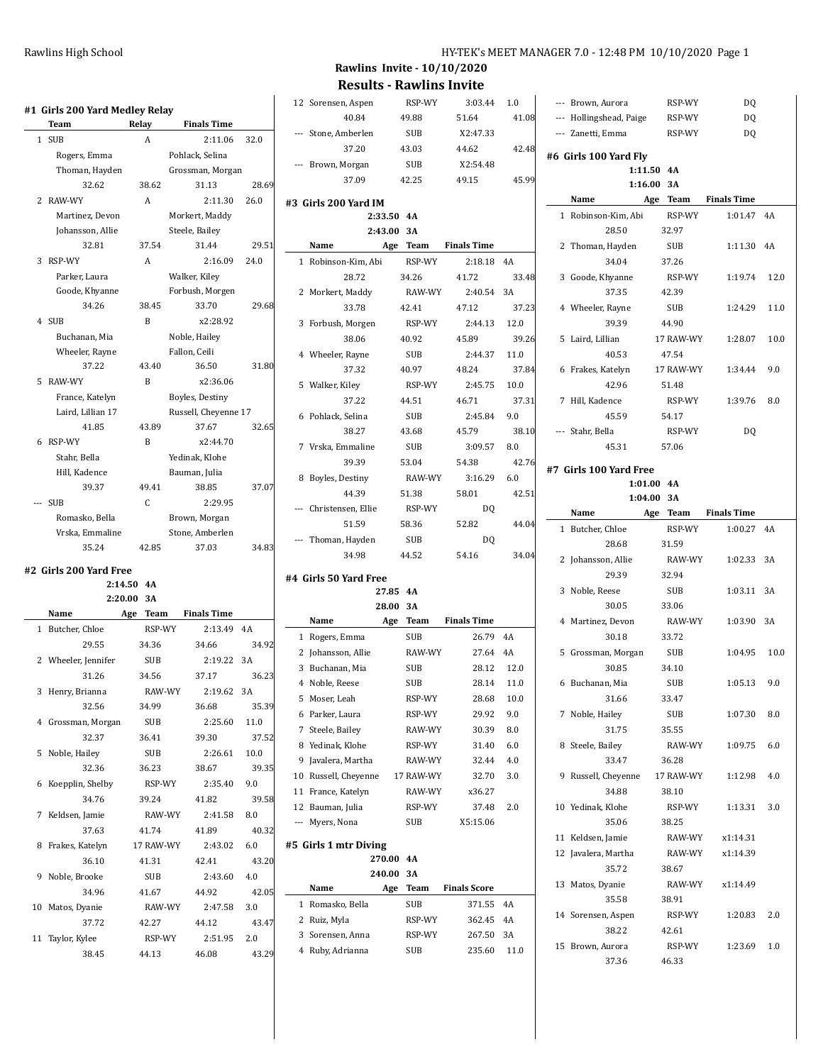## Rawlins Invite - 10/10/2020

## Results - Rawlins Invite

### #1 Girls 200 Yard Medley Relay

| | Team | Relay | Finals Time | Points |
|---|---|---|---|---|
| 1 | SUB | A | 2:11.06 | 32.0 |
| | Rogers, Emma; Pohlack, Selina; Thoman, Hayden; Grossman, Morgan | | | |
| | 32.62 / 38.62 / 31.13 / 28.69 | | | |
| 2 | RAW-WY | A | 2:11.30 | 26.0 |
| | Martinez, Devon; Morkert, Maddy; Johansson, Allie; Steele, Bailey | | | |
| | 32.81 / 37.54 / 31.44 / 29.51 | | | |
| 3 | RSP-WY | A | 2:16.09 | 24.0 |
| | Parker, Laura; Walker, Kiley; Goode, Khyanne; Forbush, Morgen | | | |
| | 34.26 / 38.45 / 33.70 / 29.68 | | | |
| 4 | SUB | B | x2:28.92 | |
| | Buchanan, Mia; Noble, Hailey; Wheeler, Rayne; Fallon, Ceili | | | |
| | 37.22 / 43.40 / 36.50 / 31.80 | | | |
| 5 | RAW-WY | B | x2:36.06 | |
| | France, Katelyn; Boyles, Destiny; Laird, Lillian 17; Russell, Cheyenne 17 | | | |
| | 41.85 / 43.89 / 37.67 / 32.65 | | | |
| 6 | RSP-WY | B | x2:44.70 | |
| | Stahr, Bella; Yedinak, Klohe; Hill, Kadence; Bauman, Julia | | | |
| | 39.37 / 49.41 / 38.85 / 37.07 | | | |
| --- | SUB | C | 2:29.95 | |
| | Romasko, Bella; Brown, Morgan; Vrska, Emmaline; Stone, Amberlen | | | |
| | 35.24 / 42.85 / 37.03 / 34.83 | | | |

### #2 Girls 200 Yard Free

2:14.50 4A
2:20.00 3A

| | Name | Age | Team | Finals Time | Points |
|---|---|---|---|---|---|
| 1 | Butcher, Chloe | | RSP-WY | 2:13.49 | 4A |
| | 29.55 / 34.36 / 34.66 / 34.92 | | | | |
| 2 | Wheeler, Jennifer | | SUB | 2:19.22 | 3A |
| | 31.26 / 34.56 / 37.17 / 36.23 | | | | |
| 3 | Henry, Brianna | | RAW-WY | 2:19.62 | 3A |
| | 32.56 / 34.99 / 36.68 / 35.39 | | | | |
| 4 | Grossman, Morgan | | SUB | 2:25.60 | 11.0 |
| | 32.37 / 36.41 / 39.30 / 37.52 | | | | |
| 5 | Noble, Hailey | | SUB | 2:26.61 | 10.0 |
| | 32.36 / 36.23 / 38.67 / 39.35 | | | | |
| 6 | Koepplin, Shelby | | RSP-WY | 2:35.40 | 9.0 |
| | 34.76 / 39.24 / 41.82 / 39.58 | | | | |
| 7 | Keldsen, Jamie | | RAW-WY | 2:41.58 | 8.0 |
| | 37.63 / 41.74 / 41.89 / 40.32 | | | | |
| 8 | Frakes, Katelyn | 17 | RAW-WY | 2:43.02 | 6.0 |
| | 36.10 / 41.31 / 42.41 / 43.20 | | | | |
| 9 | Noble, Brooke | | SUB | 2:43.60 | 4.0 |
| | 34.96 / 41.67 / 44.92 / 42.05 | | | | |
| 10 | Matos, Dyanie | | RAW-WY | 2:47.58 | 3.0 |
| | 37.72 / 42.27 / 44.12 / 43.47 | | | | |
| 11 | Taylor, Kylee | | RSP-WY | 2:51.95 | 2.0 |
| | 38.45 / 44.13 / 46.08 / 43.29 | | | | |
| 12 | Sorensen, Aspen | | RSP-WY | 3:03.44 | 1.0 |
| | 40.84 / 49.88 / 51.64 / 41.08 | | | | |
| --- | Stone, Amberlen | | SUB | X2:47.33 | |
| | 37.20 / 43.03 / 44.62 / 42.48 | | | | |
| --- | Brown, Morgan | | SUB | X2:54.48 | |
| | 37.09 / 42.25 / 49.15 / 45.99 | | | | |

### #3 Girls 200 Yard IM

2:33.50 4A
2:43.00 3A

| | Name | Age | Team | Finals Time | Points |
|---|---|---|---|---|---|
| 1 | Robinson-Kim, Abi | | RSP-WY | 2:18.18 | 4A |
| | 28.72 / 34.26 / 41.72 / 33.48 | | | | |
| 2 | Morkert, Maddy | | RAW-WY | 2:40.54 | 3A |
| | 33.78 / 42.41 / 47.12 / 37.23 | | | | |
| 3 | Forbush, Morgen | | RSP-WY | 2:44.13 | 12.0 |
| | 38.06 / 40.92 / 45.89 / 39.26 | | | | |
| 4 | Wheeler, Rayne | | SUB | 2:44.37 | 11.0 |
| | 37.32 / 40.97 / 48.24 / 37.84 | | | | |
| 5 | Walker, Kiley | | RSP-WY | 2:45.75 | 10.0 |
| | 37.22 / 44.51 / 46.71 / 37.31 | | | | |
| 6 | Pohlack, Selina | | SUB | 2:45.84 | 9.0 |
| | 38.27 / 43.68 / 45.79 / 38.10 | | | | |
| 7 | Vrska, Emmaline | | SUB | 3:09.57 | 8.0 |
| | 39.39 / 53.04 / 54.38 / 42.76 | | | | |
| 8 | Boyles, Destiny | | RAW-WY | 3:16.29 | 6.0 |
| | 44.39 / 51.38 / 58.01 / 42.51 | | | | |
| --- | Christensen, Ellie | | RSP-WY | DQ | |
| | 51.59 / 58.36 / 52.82 / 44.04 | | | | |
| --- | Thoman, Hayden | | SUB | DQ | |
| | 34.98 / 44.52 / 54.16 / 34.04 | | | | |

### #4 Girls 50 Yard Free

27.85 4A
28.00 3A

| | Name | Age | Team | Finals Time | Points |
|---|---|---|---|---|---|
| 1 | Rogers, Emma | | SUB | 26.79 | 4A |
| 2 | Johansson, Allie | | RAW-WY | 27.64 | 4A |
| 3 | Buchanan, Mia | | SUB | 28.12 | 12.0 |
| 4 | Noble, Reese | | SUB | 28.14 | 11.0 |
| 5 | Moser, Leah | | RSP-WY | 28.68 | 10.0 |
| 6 | Parker, Laura | | RSP-WY | 29.92 | 9.0 |
| 7 | Steele, Bailey | | RAW-WY | 30.39 | 8.0 |
| 8 | Yedinak, Klohe | | RSP-WY | 31.40 | 6.0 |
| 9 | Javalera, Martha | | RAW-WY | 32.44 | 4.0 |
| 10 | Russell, Cheyenne | 17 | RAW-WY | 32.70 | 3.0 |
| 11 | France, Katelyn | | RAW-WY | x36.27 | |
| 12 | Bauman, Julia | | RSP-WY | 37.48 | 2.0 |
| --- | Myers, Nona | | SUB | X5:15.06 | |

### #5 Girls 1 mtr Diving

270.00 4A
240.00 3A

| | Name | Age | Team | Finals Score | Points |
|---|---|---|---|---|---|
| 1 | Romasko, Bella | | SUB | 371.55 | 4A |
| 2 | Ruiz, Myla | | RSP-WY | 362.45 | 4A |
| 3 | Sorensen, Anna | | RSP-WY | 267.50 | 3A |
| 4 | Ruby, Adrianna | | SUB | 235.60 | 11.0 |
| --- | Brown, Aurora | | RSP-WY | DQ | |
| --- | Hollingshead, Paige | | RSP-WY | DQ | |
| --- | Zanetti, Emma | | RSP-WY | DQ | |

### #6 Girls 100 Yard Fly

1:11.50 4A
1:16.00 3A

| | Name | Age | Team | Finals Time | Points |
|---|---|---|---|---|---|
| 1 | Robinson-Kim, Abi | | RSP-WY | 1:01.47 | 4A |
| | 28.50 / 32.97 | | | | |
| 2 | Thoman, Hayden | | SUB | 1:11.30 | 4A |
| | 34.04 / 37.26 | | | | |
| 3 | Goode, Khyanne | | RSP-WY | 1:19.74 | 12.0 |
| | 37.35 / 42.39 | | | | |
| 4 | Wheeler, Rayne | | SUB | 1:24.29 | 11.0 |
| | 39.39 / 44.90 | | | | |
| 5 | Laird, Lillian | 17 | RAW-WY | 1:28.07 | 10.0 |
| | 40.53 / 47.54 | | | | |
| 6 | Frakes, Katelyn | 17 | RAW-WY | 1:34.44 | 9.0 |
| | 42.96 / 51.48 | | | | |
| 7 | Hill, Kadence | | RSP-WY | 1:39.76 | 8.0 |
| | 45.59 / 54.17 | | | | |
| --- | Stahr, Bella | | RSP-WY | DQ | |
| | 45.31 / 57.06 | | | | |

### #7 Girls 100 Yard Free

1:01.00 4A
1:04.00 3A

| | Name | Age | Team | Finals Time | Points |
|---|---|---|---|---|---|
| 1 | Butcher, Chloe | | RSP-WY | 1:00.27 | 4A |
| | 28.68 / 31.59 | | | | |
| 2 | Johansson, Allie | | RAW-WY | 1:02.33 | 3A |
| | 29.39 / 32.94 | | | | |
| 3 | Noble, Reese | | SUB | 1:03.11 | 3A |
| | 30.05 / 33.06 | | | | |
| 4 | Martinez, Devon | | RAW-WY | 1:03.90 | 3A |
| | 30.18 / 33.72 | | | | |
| 5 | Grossman, Morgan | | SUB | 1:04.95 | 10.0 |
| | 30.85 / 34.10 | | | | |
| 6 | Buchanan, Mia | | SUB | 1:05.13 | 9.0 |
| | 31.66 / 33.47 | | | | |
| 7 | Noble, Hailey | | SUB | 1:07.30 | 8.0 |
| | 31.75 / 35.55 | | | | |
| 8 | Steele, Bailey | | RAW-WY | 1:09.75 | 6.0 |
| | 33.47 / 36.28 | | | | |
| 9 | Russell, Cheyenne | 17 | RAW-WY | 1:12.98 | 4.0 |
| | 34.88 / 38.10 | | | | |
| 10 | Yedinak, Klohe | | RSP-WY | 1:13.31 | 3.0 |
| | 35.06 / 38.25 | | | | |
| 11 | Keldsen, Jamie | | RAW-WY | x1:14.31 | |
| 12 | Javalera, Martha | | RAW-WY | x1:14.39 | |
| | 35.72 / 38.67 | | | | |
| 13 | Matos, Dyanie | | RAW-WY | x1:14.49 | |
| | 35.58 / 38.91 | | | | |
| 14 | Sorensen, Aspen | | RSP-WY | 1:20.83 | 2.0 |
| | 38.22 / 42.61 | | | | |
| 15 | Brown, Aurora | | RSP-WY | 1:23.69 | 1.0 |
| | 37.36 / 46.33 | | | | |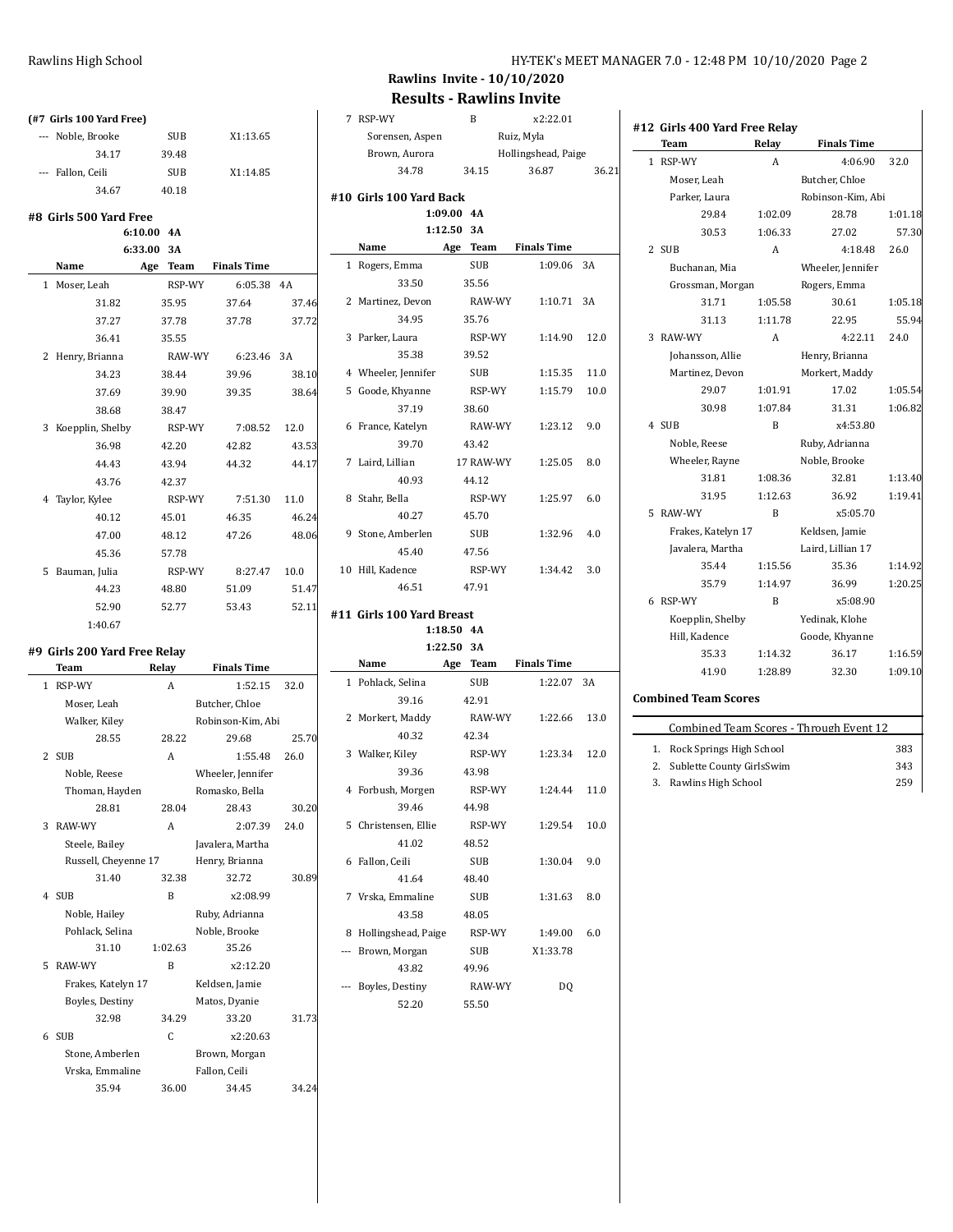## Rawlins Invite - 10/10/2020

## Results - Rawlins Invite

### (#7 Girls 100 Yard Free)

| Name | Age | Team | Finals Time | |
|---|---|---|---|---|
| --- Noble, Brooke | | SUB | X1:13.65 | |
| 34.17 | 39.48 | | | |
| --- Fallon, Ceili | | SUB | X1:14.85 | |
| 34.67 | 40.18 | | | |

### #8 Girls 500 Yard Free

6:10.00 4A
6:33.00 3A

| Name | Age | Team | Finals Time | |
|---|---|---|---|---|
| 1 Moser, Leah | | RSP-WY | 6:05.38 | 4A |
| 31.82 | 35.95 | 37.64 | 37.46 | |
| 37.27 | 37.78 | 37.78 | 37.72 | |
| 36.41 | 35.55 | | | |
| 2 Henry, Brianna | | RAW-WY | 6:23.46 | 3A |
| 34.23 | 38.44 | 39.96 | 38.10 | |
| 37.69 | 39.90 | 39.35 | 38.64 | |
| 38.68 | 38.47 | | | |
| 3 Koepplin, Shelby | | RSP-WY | 7:08.52 | 12.0 |
| 36.98 | 42.20 | 42.82 | 43.53 | |
| 44.43 | 43.94 | 44.32 | 44.17 | |
| 43.76 | 42.37 | | | |
| 4 Taylor, Kylee | | RSP-WY | 7:51.30 | 11.0 |
| 40.12 | 45.01 | 46.35 | 46.24 | |
| 47.00 | 48.12 | 47.26 | 48.06 | |
| 45.36 | 57.78 | | | |
| 5 Bauman, Julia | | RSP-WY | 8:27.47 | 10.0 |
| 44.23 | 48.80 | 51.09 | 51.47 | |
| 52.90 | 52.77 | 53.43 | 52.11 | |
| 1:40.67 | | | | |

### #9 Girls 200 Yard Free Relay

| Team | Relay | Finals Time | | |
|---|---|---|---|---|
| 1 RSP-WY | A | 1:52.15 | 32.0 | |
| Moser, Leah | | Butcher, Chloe | | |
| Walker, Kiley | | Robinson-Kim, Abi | | |
| 28.55 | 28.22 | 29.68 | 25.70 | |
| 2 SUB | A | 1:55.48 | 26.0 | |
| Noble, Reese | | Wheeler, Jennifer | | |
| Thoman, Hayden | | Romasko, Bella | | |
| 28.81 | 28.04 | 28.43 | 30.20 | |
| 3 RAW-WY | A | 2:07.39 | 24.0 | |
| Steele, Bailey | | Javalera, Martha | | |
| Russell, Cheyenne 17 | | Henry, Brianna | | |
| 31.40 | 32.38 | 32.72 | 30.89 | |
| 4 SUB | B | x2:08.99 | | |
| Noble, Hailey | | Ruby, Adrianna | | |
| Pohlack, Selina | | Noble, Brooke | | |
| 31.10 | 1:02.63 | 35.26 | | |
| 5 RAW-WY | B | x2:12.20 | | |
| Frakes, Katelyn 17 | | Keldsen, Jamie | | |
| Boyles, Destiny | | Matos, Dyanie | | |
| 32.98 | 34.29 | 33.20 | 31.73 | |
| 6 SUB | C | x2:20.63 | | |
| Stone, Amberlen | | Brown, Morgan | | |
| Vrska, Emmaline | | Fallon, Ceili | | |
| 35.94 | 36.00 | 34.45 | 34.24 | |
| 7 RSP-WY | B | x2:22.01 | | |
| Sorensen, Aspen | | Ruiz, Myla | | |
| Brown, Aurora | | Hollingshead, Paige | | |
| 34.78 | 34.15 | 36.87 | 36.21 | |

### #10 Girls 100 Yard Back

1:09.00 4A
1:12.50 3A

| Name | Age | Team | Finals Time | |
|---|---|---|---|---|
| 1 Rogers, Emma | | SUB | 1:09.06 | 3A |
| 33.50 | 35.56 | | | |
| 2 Martinez, Devon | | RAW-WY | 1:10.71 | 3A |
| 34.95 | 35.76 | | | |
| 3 Parker, Laura | | RSP-WY | 1:14.90 | 12.0 |
| 35.38 | 39.52 | | | |
| 4 Wheeler, Jennifer | | SUB | 1:15.35 | 11.0 |
| 5 Goode, Khyanne | | RSP-WY | 1:15.79 | 10.0 |
| 37.19 | 38.60 | | | |
| 6 France, Katelyn | | RAW-WY | 1:23.12 | 9.0 |
| 39.70 | 43.42 | | | |
| 7 Laird, Lillian | 17 | RAW-WY | 1:25.05 | 8.0 |
| 40.93 | 44.12 | | | |
| 8 Stahr, Bella | | RSP-WY | 1:25.97 | 6.0 |
| 40.27 | 45.70 | | | |
| 9 Stone, Amberlen | | SUB | 1:32.96 | 4.0 |
| 45.40 | 47.56 | | | |
| 10 Hill, Kadence | | RSP-WY | 1:34.42 | 3.0 |
| 46.51 | 47.91 | | | |

### #11 Girls 100 Yard Breast

1:18.50 4A
1:22.50 3A

| Name | Age | Team | Finals Time | |
|---|---|---|---|---|
| 1 Pohlack, Selina | | SUB | 1:22.07 | 3A |
| 39.16 | 42.91 | | | |
| 2 Morkert, Maddy | | RAW-WY | 1:22.66 | 13.0 |
| 40.32 | 42.34 | | | |
| 3 Walker, Kiley | | RSP-WY | 1:23.34 | 12.0 |
| 39.36 | 43.98 | | | |
| 4 Forbush, Morgen | | RSP-WY | 1:24.44 | 11.0 |
| 39.46 | 44.98 | | | |
| 5 Christensen, Ellie | | RSP-WY | 1:29.54 | 10.0 |
| 41.02 | 48.52 | | | |
| 6 Fallon, Ceili | | SUB | 1:30.04 | 9.0 |
| 41.64 | 48.40 | | | |
| 7 Vrska, Emmaline | | SUB | 1:31.63 | 8.0 |
| 43.58 | 48.05 | | | |
| 8 Hollingshead, Paige | | RSP-WY | 1:49.00 | 6.0 |
| --- Brown, Morgan | | SUB | X1:33.78 | |
| 43.82 | 49.96 | | | |
| --- Boyles, Destiny | | RAW-WY | DQ | |
| 52.20 | 55.50 | | | |

### #12 Girls 400 Yard Free Relay

| Team | Relay | Finals Time | | |
|---|---|---|---|---|
| 1 RSP-WY | A | 4:06.90 | 32.0 | |
| Moser, Leah | | Butcher, Chloe | | |
| Parker, Laura | | Robinson-Kim, Abi | | |
| 29.84 | 1:02.09 | 28.78 | 1:01.18 | |
| 30.53 | 1:06.33 | 27.02 | 57.30 | |
| 2 SUB | A | 4:18.48 | 26.0 | |
| Buchanan, Mia | | Wheeler, Jennifer | | |
| Grossman, Morgan | | Rogers, Emma | | |
| 31.71 | 1:05.58 | 30.61 | 1:05.18 | |
| 31.13 | 1:11.78 | 22.95 | 55.94 | |
| 3 RAW-WY | A | 4:22.11 | 24.0 | |
| Johansson, Allie | | Henry, Brianna | | |
| Martinez, Devon | | Morkert, Maddy | | |
| 29.07 | 1:01.91 | 17.02 | 1:05.54 | |
| 30.98 | 1:07.84 | 31.31 | 1:06.82 | |
| 4 SUB | B | x4:53.80 | | |
| Noble, Reese | | Ruby, Adrianna | | |
| Wheeler, Rayne | | Noble, Brooke | | |
| 31.81 | 1:08.36 | 32.81 | 1:13.40 | |
| 31.95 | 1:12.63 | 36.92 | 1:19.41 | |
| 5 RAW-WY | B | x5:05.70 | | |
| Frakes, Katelyn 17 | | Keldsen, Jamie | | |
| Javalera, Martha | | Laird, Lillian 17 | | |
| 35.44 | 1:15.56 | 35.36 | 1:14.92 | |
| 35.79 | 1:14.97 | 36.99 | 1:20.25 | |
| 6 RSP-WY | B | x5:08.90 | | |
| Koepplin, Shelby | | Yedinak, Klohe | | |
| Hill, Kadence | | Goode, Khyanne | | |
| 35.33 | 1:14.32 | 36.17 | 1:16.59 | |
| 41.90 | 1:28.89 | 32.30 | 1:09.10 | |

### Combined Team Scores

Combined Team Scores - Through Event 12

| | | |
|---|---|---|
| 1. | Rock Springs High School | 383 |
| 2. | Sublette County GirlsSwim | 343 |
| 3. | Rawlins High School | 259 |